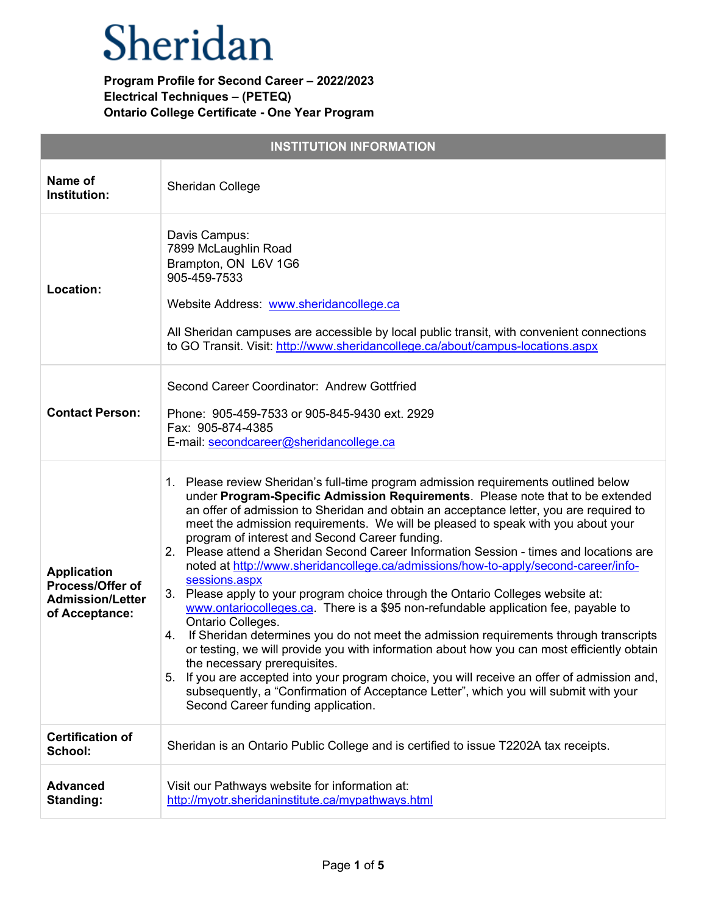# Sheridan

**Program Profile for Second Career – 2022/2023**
**Electrical Techniques – (PETEQ)**
**Ontario College Certificate - One Year Program**

| INSTITUTION INFORMATION | |
|---|---|
| **Name of Institution:** | Sheridan College |
| **Location:** | Davis Campus:<br>7899 McLaughlin Road<br>Brampton, ON L6V 1G6<br>905-459-7533<br><br>Website Address: www.sheridancollege.ca<br><br>All Sheridan campuses are accessible by local public transit, with convenient connections to GO Transit. Visit: http://www.sheridancollege.ca/about/campus-locations.aspx |
| **Contact Person:** | Second Career Coordinator: Andrew Gottfried<br><br>Phone: 905-459-7533 or 905-845-9430 ext. 2929<br>Fax: 905-874-4385<br>E-mail: secondcareer@sheridancollege.ca |
| **Application Process/Offer of Admission/Letter of Acceptance:** | 1. Please review Sheridan's full-time program admission requirements outlined below under **Program-Specific Admission Requirements**. Please note that to be extended an offer of admission to Sheridan and obtain an acceptance letter, you are required to meet the admission requirements. We will be pleased to speak with you about your program of interest and Second Career funding.<br>2. Please attend a Sheridan Second Career Information Session - times and locations are noted at http://www.sheridancollege.ca/admissions/how-to-apply/second-career/info-sessions.aspx<br>3. Please apply to your program choice through the Ontario Colleges website at: www.ontariocolleges.ca. There is a $95 non-refundable application fee, payable to Ontario Colleges.<br>4. If Sheridan determines you do not meet the admission requirements through transcripts or testing, we will provide you with information about how you can most efficiently obtain the necessary prerequisites.<br>5. If you are accepted into your program choice, you will receive an offer of admission and, subsequently, a "Confirmation of Acceptance Letter", which you will submit with your Second Career funding application. |
| **Certification of School:** | Sheridan is an Ontario Public College and is certified to issue T2202A tax receipts. |
| **Advanced Standing:** | Visit our Pathways website for information at: http://myotr.sheridaninstitute.ca/mypathways.html |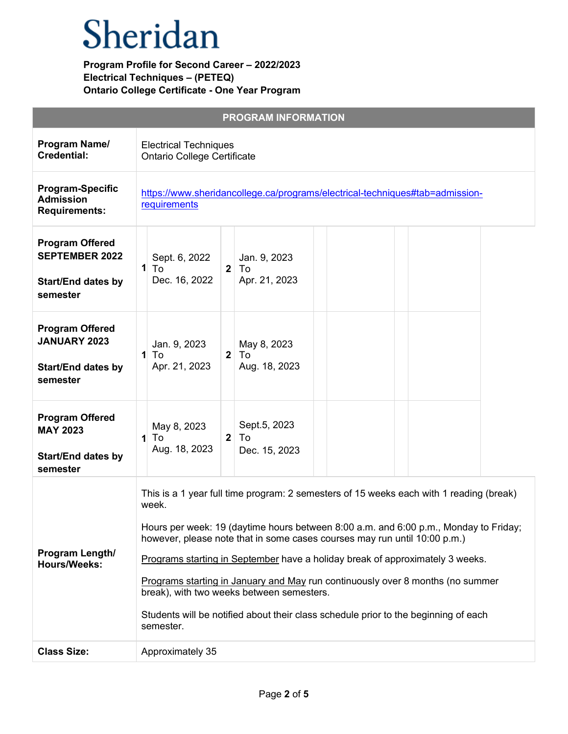# Sheridan

**Program Profile for Second Career – 2022/2023**
**Electrical Techniques – (PETEQ)**
**Ontario College Certificate - One Year Program**

| PROGRAM INFORMATION | | | | | | | | |
|---|---|---|---|---|---|---|---|---|
| **Program Name/ Credential:** | Electrical Techniques<br>Ontario College Certificate | | | | | | | |
| **Program-Specific Admission Requirements:** | https://www.sheridancollege.ca/programs/electrical-techniques#tab=admission-requirements | | | | | | | |
| **Program Offered SEPTEMBER 2022**<br><br>**Start/End dates by semester** | **1** | Sept. 6, 2022 To Dec. 16, 2022 | **2** | Jan. 9, 2023 To Apr. 21, 2023 | | | | |
| **Program Offered JANUARY 2023**<br><br>**Start/End dates by semester** | **1** | Jan. 9, 2023 To Apr. 21, 2023 | **2** | May 8, 2023 To Aug. 18, 2023 | | | | |
| **Program Offered MAY 2023**<br><br>**Start/End dates by semester** | **1** | May 8, 2023 To Aug. 18, 2023 | **2** | Sept.5, 2023 To Dec. 15, 2023 | | | | |
| **Program Length/ Hours/Weeks:** | This is a 1 year full time program: 2 semesters of 15 weeks each with 1 reading (break) week.<br><br>Hours per week: 19 (daytime hours between 8:00 a.m. and 6:00 p.m., Monday to Friday; however, please note that in some cases courses may run until 10:00 p.m.)<br><br>Programs starting in September have a holiday break of approximately 3 weeks.<br><br>Programs starting in January and May run continuously over 8 months (no summer break), with two weeks between semesters.<br><br>Students will be notified about their class schedule prior to the beginning of each semester. | | | | | | | |
| **Class Size:** | Approximately 35 | | | | | | | |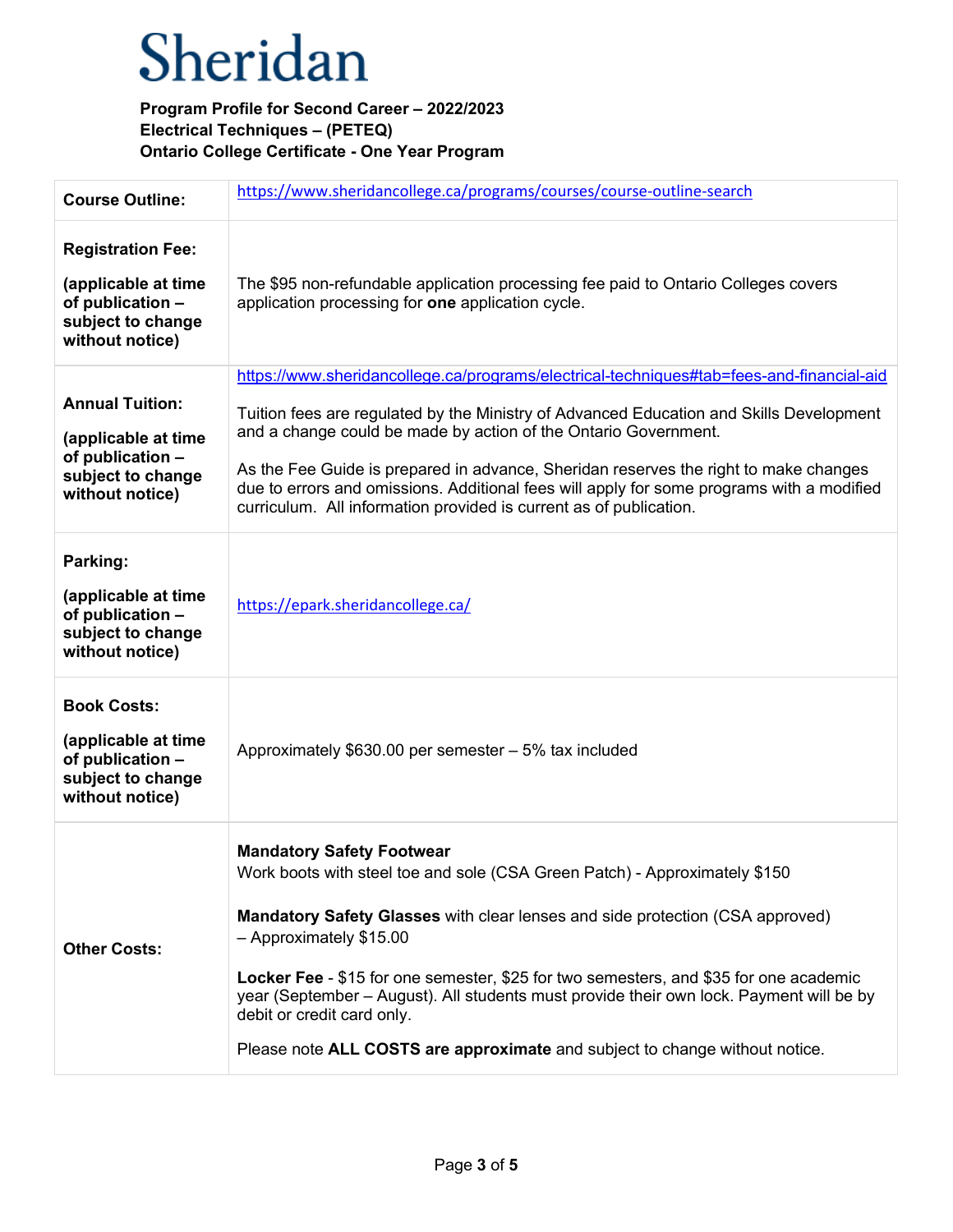# Sheridan

**Program Profile for Second Career – 2022/2023**
**Electrical Techniques – (PETEQ)**
**Ontario College Certificate - One Year Program**

| | |
|---|---|
| **Course Outline:** | https://www.sheridancollege.ca/programs/courses/course-outline-search |
| **Registration Fee:** **(applicable at time of publication – subject to change without notice)** | The $95 non-refundable application processing fee paid to Ontario Colleges covers application processing for **one** application cycle. |
| **Annual Tuition:** **(applicable at time of publication – subject to change without notice)** | https://www.sheridancollege.ca/programs/electrical-techniques#tab=fees-and-financial-aid<br><br>Tuition fees are regulated by the Ministry of Advanced Education and Skills Development and a change could be made by action of the Ontario Government.<br><br>As the Fee Guide is prepared in advance, Sheridan reserves the right to make changes due to errors and omissions. Additional fees will apply for some programs with a modified curriculum. All information provided is current as of publication. |
| **Parking:** **(applicable at time of publication – subject to change without notice)** | https://epark.sheridancollege.ca/ |
| **Book Costs:** **(applicable at time of publication – subject to change without notice)** | Approximately $630.00 per semester – 5% tax included |
| **Other Costs:** | **Mandatory Safety Footwear**<br>Work boots with steel toe and sole (CSA Green Patch) - Approximately $150<br><br>**Mandatory Safety Glasses** with clear lenses and side protection (CSA approved) – Approximately $15.00<br><br>**Locker Fee** - $15 for one semester, $25 for two semesters, and $35 for one academic year (September – August). All students must provide their own lock. Payment will be by debit or credit card only.<br><br>Please note **ALL COSTS are approximate** and subject to change without notice. |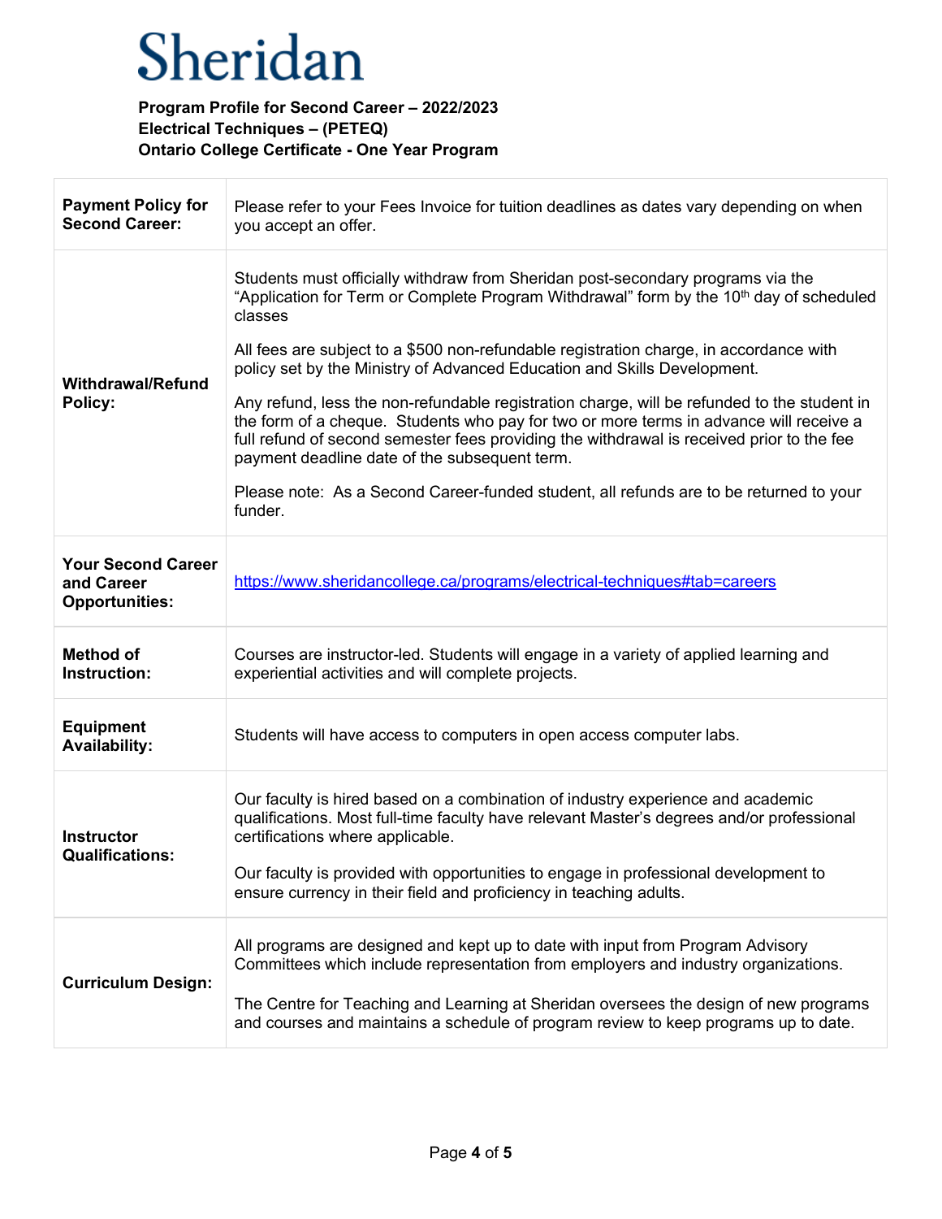# Sheridan

**Program Profile for Second Career – 2022/2023**
**Electrical Techniques – (PETEQ)**
**Ontario College Certificate - One Year Program**

| | |
|---|---|
| **Payment Policy for Second Career:** | Please refer to your Fees Invoice for tuition deadlines as dates vary depending on when you accept an offer. |
| **Withdrawal/Refund Policy:** | Students must officially withdraw from Sheridan post-secondary programs via the "Application for Term or Complete Program Withdrawal" form by the 10th day of scheduled classes<br><br>All fees are subject to a $500 non-refundable registration charge, in accordance with policy set by the Ministry of Advanced Education and Skills Development.<br><br>Any refund, less the non-refundable registration charge, will be refunded to the student in the form of a cheque. Students who pay for two or more terms in advance will receive a full refund of second semester fees providing the withdrawal is received prior to the fee payment deadline date of the subsequent term.<br><br>Please note: As a Second Career-funded student, all refunds are to be returned to your funder. |
| **Your Second Career and Career Opportunities:** | https://www.sheridancollege.ca/programs/electrical-techniques#tab=careers |
| **Method of Instruction:** | Courses are instructor-led. Students will engage in a variety of applied learning and experiential activities and will complete projects. |
| **Equipment Availability:** | Students will have access to computers in open access computer labs. |
| **Instructor Qualifications:** | Our faculty is hired based on a combination of industry experience and academic qualifications. Most full-time faculty have relevant Master's degrees and/or professional certifications where applicable.<br><br>Our faculty is provided with opportunities to engage in professional development to ensure currency in their field and proficiency in teaching adults. |
| **Curriculum Design:** | All programs are designed and kept up to date with input from Program Advisory Committees which include representation from employers and industry organizations.<br><br>The Centre for Teaching and Learning at Sheridan oversees the design of new programs and courses and maintains a schedule of program review to keep programs up to date. |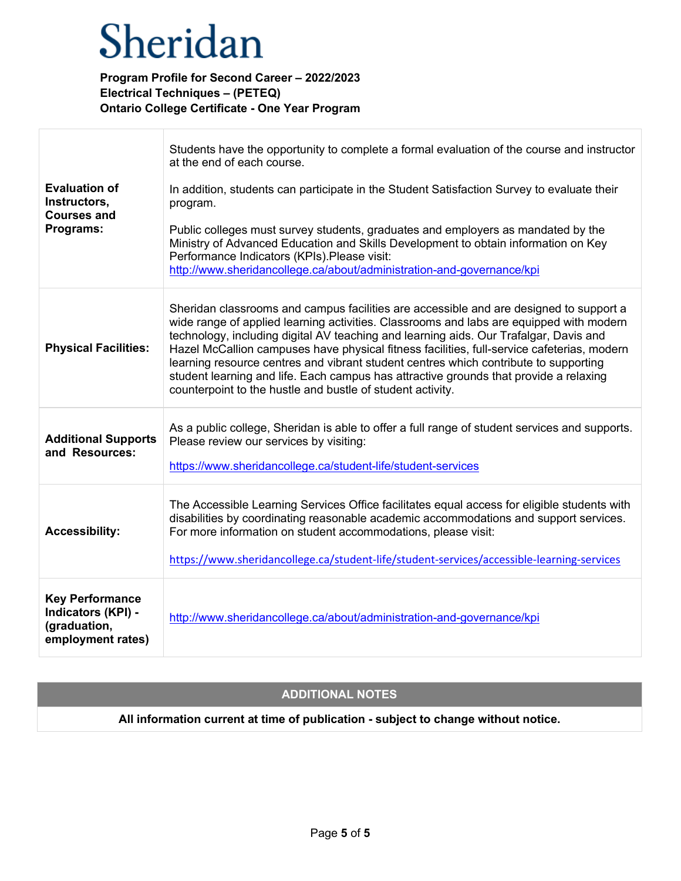Sheridan

**Program Profile for Second Career – 2022/2023**
**Electrical Techniques – (PETEQ)**
**Ontario College Certificate - One Year Program**

| | |
|---|---|
| **Evaluation of Instructors, Courses and Programs:** | Students have the opportunity to complete a formal evaluation of the course and instructor at the end of each course.<br><br>In addition, students can participate in the Student Satisfaction Survey to evaluate their program.<br><br>Public colleges must survey students, graduates and employers as mandated by the Ministry of Advanced Education and Skills Development to obtain information on Key Performance Indicators (KPIs).Please visit: http://www.sheridancollege.ca/about/administration-and-governance/kpi |
| **Physical Facilities:** | Sheridan classrooms and campus facilities are accessible and are designed to support a wide range of applied learning activities. Classrooms and labs are equipped with modern technology, including digital AV teaching and learning aids. Our Trafalgar, Davis and Hazel McCallion campuses have physical fitness facilities, full-service cafeterias, modern learning resource centres and vibrant student centres which contribute to supporting student learning and life. Each campus has attractive grounds that provide a relaxing counterpoint to the hustle and bustle of student activity. |
| **Additional Supports and Resources:** | As a public college, Sheridan is able to offer a full range of student services and supports. Please review our services by visiting:<br><br>https://www.sheridancollege.ca/student-life/student-services |
| **Accessibility:** | The Accessible Learning Services Office facilitates equal access for eligible students with disabilities by coordinating reasonable academic accommodations and support services. For more information on student accommodations, please visit:<br><br>https://www.sheridancollege.ca/student-life/student-services/accessible-learning-services |
| **Key Performance Indicators (KPI) - (graduation, employment rates)** | http://www.sheridancollege.ca/about/administration-and-governance/kpi |

| ADDITIONAL NOTES |
|---|
| **All information current at time of publication - subject to change without notice.** |